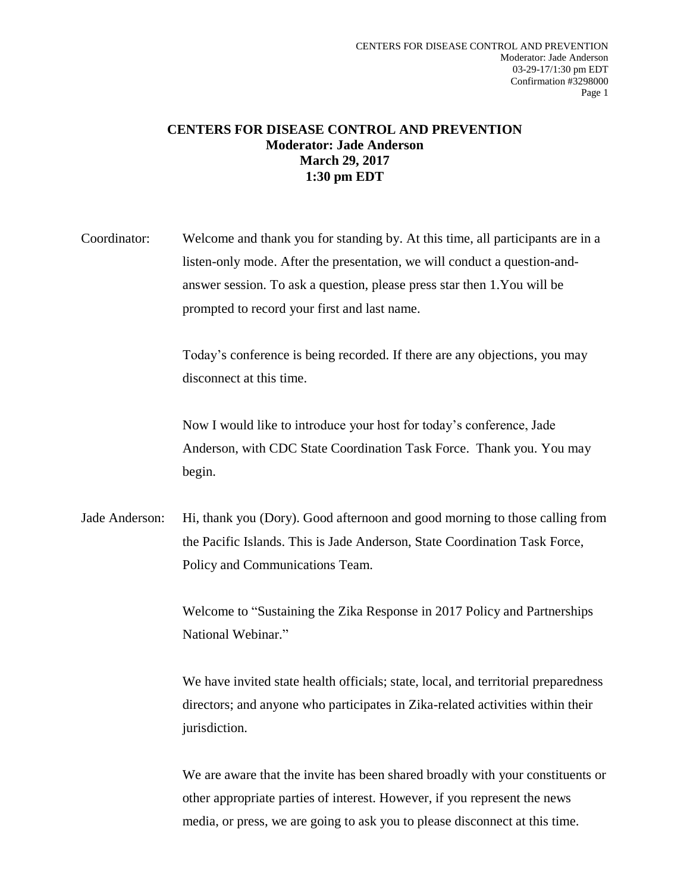**CENTERS FOR DISEASE CONTROL AND PREVENTION**
**Moderator: Jade Anderson**
**March 29, 2017**
**1:30 pm EDT**

Coordinator: Welcome and thank you for standing by. At this time, all participants are in a listen-only mode. After the presentation, we will conduct a question-and-answer session. To ask a question, please press star then 1.You will be prompted to record your first and last name.

Today's conference is being recorded. If there are any objections, you may disconnect at this time.

Now I would like to introduce your host for today's conference, Jade Anderson, with CDC State Coordination Task Force. Thank you. You may begin.

Jade Anderson: Hi, thank you (Dory). Good afternoon and good morning to those calling from the Pacific Islands. This is Jade Anderson, State Coordination Task Force, Policy and Communications Team.

Welcome to "Sustaining the Zika Response in 2017 Policy and Partnerships National Webinar."

We have invited state health officials; state, local, and territorial preparedness directors; and anyone who participates in Zika-related activities within their jurisdiction.

We are aware that the invite has been shared broadly with your constituents or other appropriate parties of interest. However, if you represent the news media, or press, we are going to ask you to please disconnect at this time.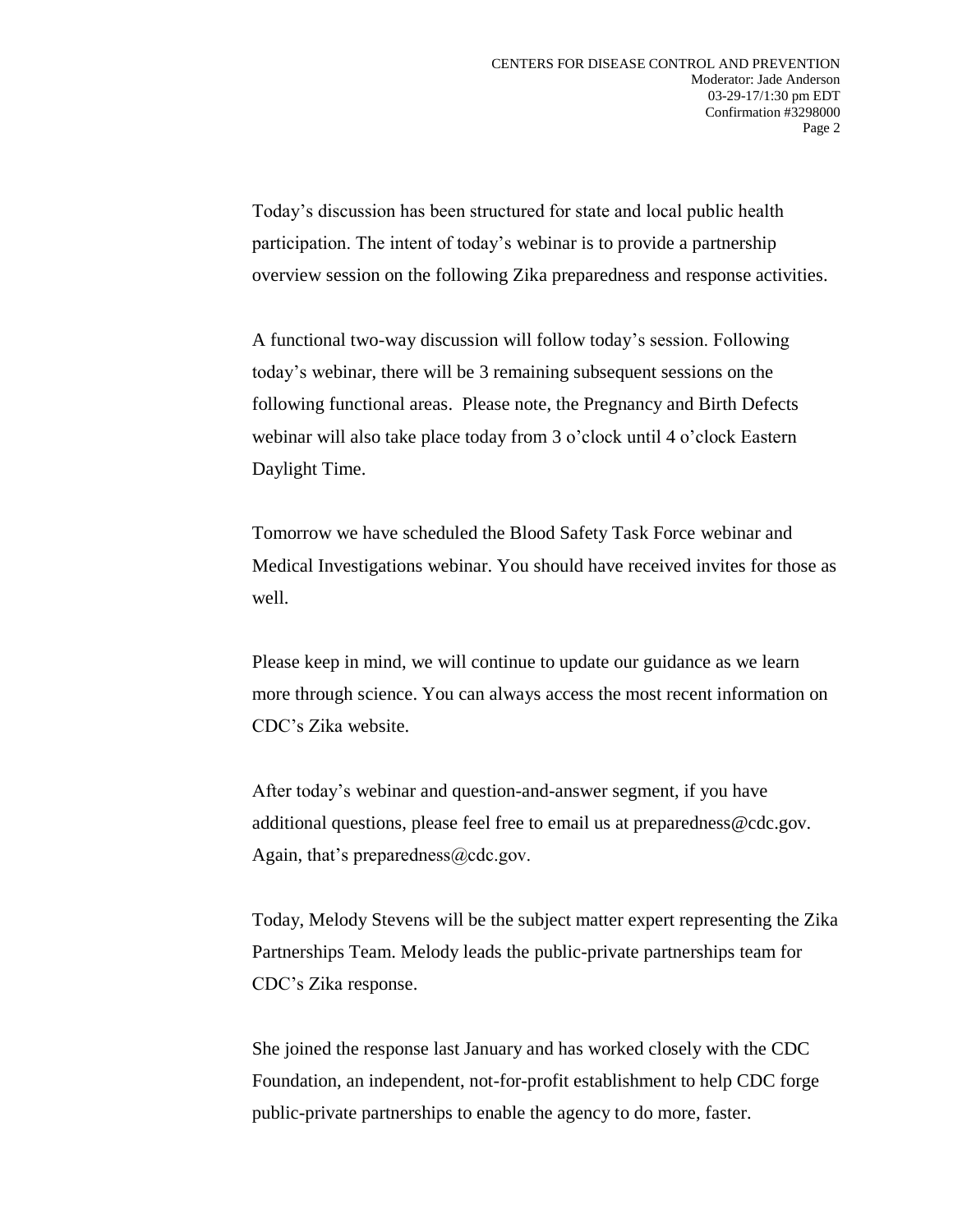Today's discussion has been structured for state and local public health participation. The intent of today's webinar is to provide a partnership overview session on the following Zika preparedness and response activities.

A functional two-way discussion will follow today's session. Following today's webinar, there will be 3 remaining subsequent sessions on the following functional areas. Please note, the Pregnancy and Birth Defects webinar will also take place today from 3 o'clock until 4 o'clock Eastern Daylight Time.

Tomorrow we have scheduled the Blood Safety Task Force webinar and Medical Investigations webinar. You should have received invites for those as well.

Please keep in mind, we will continue to update our guidance as we learn more through science. You can always access the most recent information on CDC's Zika website.

After today's webinar and question-and-answer segment, if you have additional questions, please feel free to email us at preparedness@cdc.gov. Again, that's preparedness@cdc.gov.

Today, Melody Stevens will be the subject matter expert representing the Zika Partnerships Team. Melody leads the public-private partnerships team for CDC's Zika response.

She joined the response last January and has worked closely with the CDC Foundation, an independent, not-for-profit establishment to help CDC forge public-private partnerships to enable the agency to do more, faster.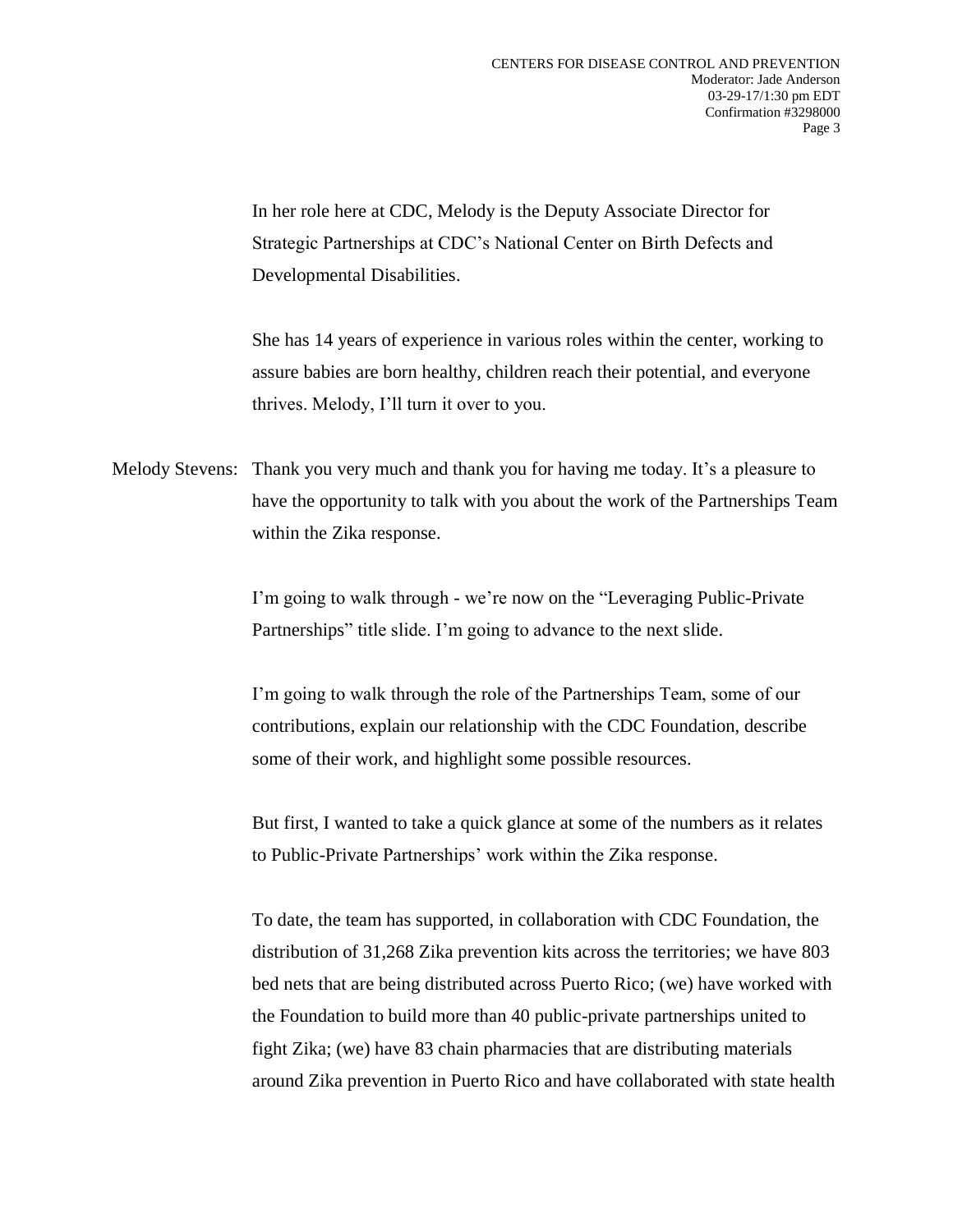In her role here at CDC, Melody is the Deputy Associate Director for Strategic Partnerships at CDC's National Center on Birth Defects and Developmental Disabilities.

She has 14 years of experience in various roles within the center, working to assure babies are born healthy, children reach their potential, and everyone thrives. Melody, I'll turn it over to you.

Melody Stevens: Thank you very much and thank you for having me today. It's a pleasure to have the opportunity to talk with you about the work of the Partnerships Team within the Zika response.

I'm going to walk through - we're now on the "Leveraging Public-Private Partnerships" title slide. I'm going to advance to the next slide.

I'm going to walk through the role of the Partnerships Team, some of our contributions, explain our relationship with the CDC Foundation, describe some of their work, and highlight some possible resources.

But first, I wanted to take a quick glance at some of the numbers as it relates to Public-Private Partnerships' work within the Zika response.

To date, the team has supported, in collaboration with CDC Foundation, the distribution of 31,268 Zika prevention kits across the territories; we have 803 bed nets that are being distributed across Puerto Rico; (we) have worked with the Foundation to build more than 40 public-private partnerships united to fight Zika; (we) have 83 chain pharmacies that are distributing materials around Zika prevention in Puerto Rico and have collaborated with state health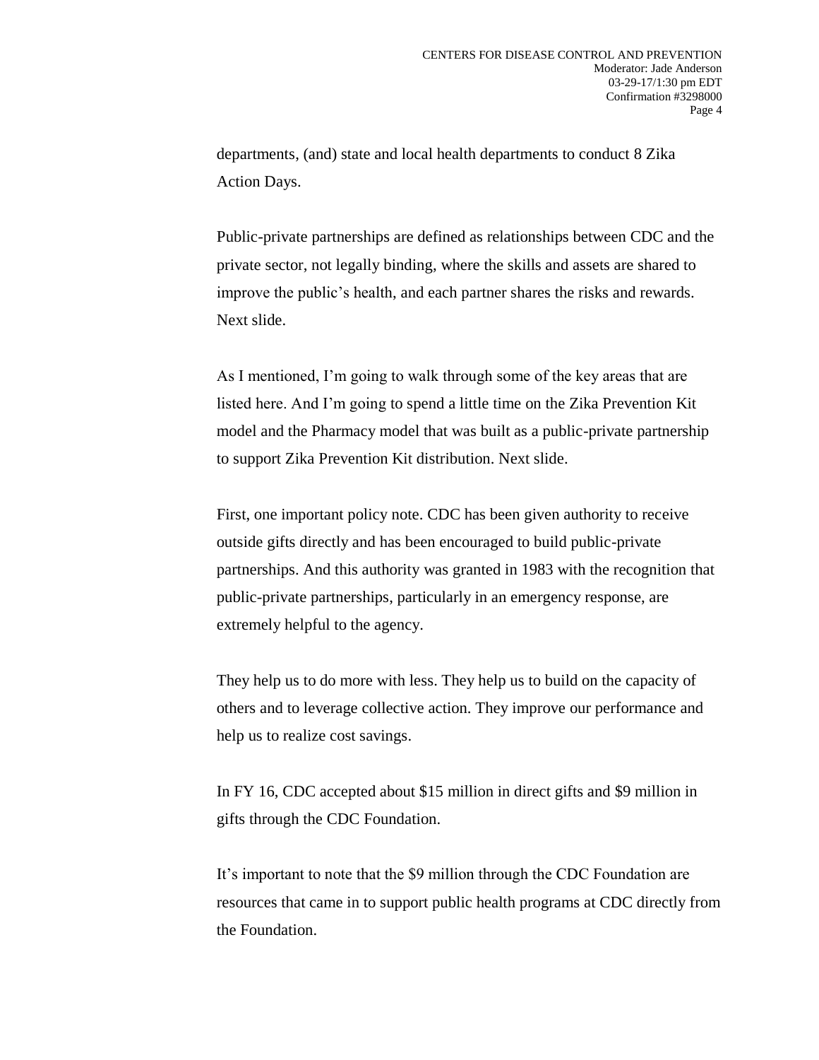departments, (and) state and local health departments to conduct 8 Zika Action Days.

Public-private partnerships are defined as relationships between CDC and the private sector, not legally binding, where the skills and assets are shared to improve the public's health, and each partner shares the risks and rewards. Next slide.

As I mentioned, I'm going to walk through some of the key areas that are listed here. And I'm going to spend a little time on the Zika Prevention Kit model and the Pharmacy model that was built as a public-private partnership to support Zika Prevention Kit distribution. Next slide.

First, one important policy note. CDC has been given authority to receive outside gifts directly and has been encouraged to build public-private partnerships. And this authority was granted in 1983 with the recognition that public-private partnerships, particularly in an emergency response, are extremely helpful to the agency.

They help us to do more with less. They help us to build on the capacity of others and to leverage collective action. They improve our performance and help us to realize cost savings.

In FY 16, CDC accepted about $15 million in direct gifts and $9 million in gifts through the CDC Foundation.

It's important to note that the $9 million through the CDC Foundation are resources that came in to support public health programs at CDC directly from the Foundation.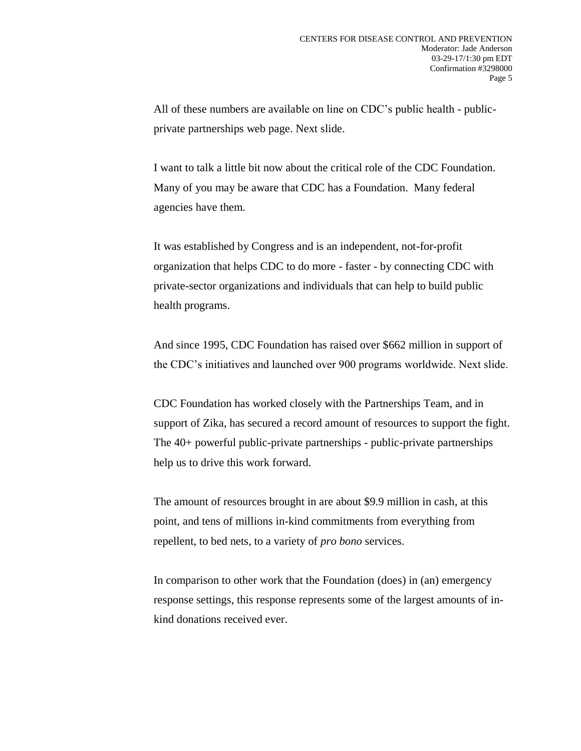All of these numbers are available on line on CDC's public health - public-private partnerships web page. Next slide.

I want to talk a little bit now about the critical role of the CDC Foundation. Many of you may be aware that CDC has a Foundation. Many federal agencies have them.

It was established by Congress and is an independent, not-for-profit organization that helps CDC to do more - faster - by connecting CDC with private-sector organizations and individuals that can help to build public health programs.

And since 1995, CDC Foundation has raised over $662 million in support of the CDC's initiatives and launched over 900 programs worldwide. Next slide.

CDC Foundation has worked closely with the Partnerships Team, and in support of Zika, has secured a record amount of resources to support the fight. The 40+ powerful public-private partnerships - public-private partnerships help us to drive this work forward.

The amount of resources brought in are about $9.9 million in cash, at this point, and tens of millions in-kind commitments from everything from repellent, to bed nets, to a variety of *pro bono* services.

In comparison to other work that the Foundation (does) in (an) emergency response settings, this response represents some of the largest amounts of in-kind donations received ever.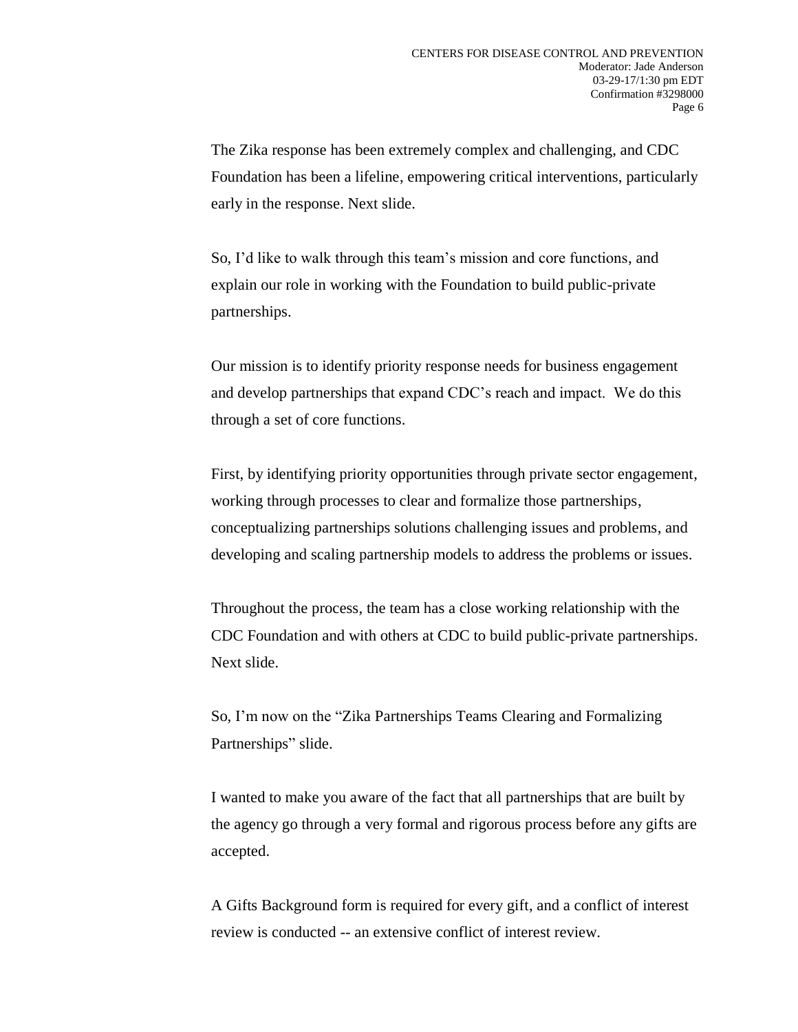The Zika response has been extremely complex and challenging, and CDC Foundation has been a lifeline, empowering critical interventions, particularly early in the response. Next slide.

So, I'd like to walk through this team's mission and core functions, and explain our role in working with the Foundation to build public-private partnerships.

Our mission is to identify priority response needs for business engagement and develop partnerships that expand CDC's reach and impact. We do this through a set of core functions.

First, by identifying priority opportunities through private sector engagement, working through processes to clear and formalize those partnerships, conceptualizing partnerships solutions challenging issues and problems, and developing and scaling partnership models to address the problems or issues.

Throughout the process, the team has a close working relationship with the CDC Foundation and with others at CDC to build public-private partnerships. Next slide.

So, I'm now on the "Zika Partnerships Teams Clearing and Formalizing Partnerships" slide.

I wanted to make you aware of the fact that all partnerships that are built by the agency go through a very formal and rigorous process before any gifts are accepted.

A Gifts Background form is required for every gift, and a conflict of interest review is conducted -- an extensive conflict of interest review.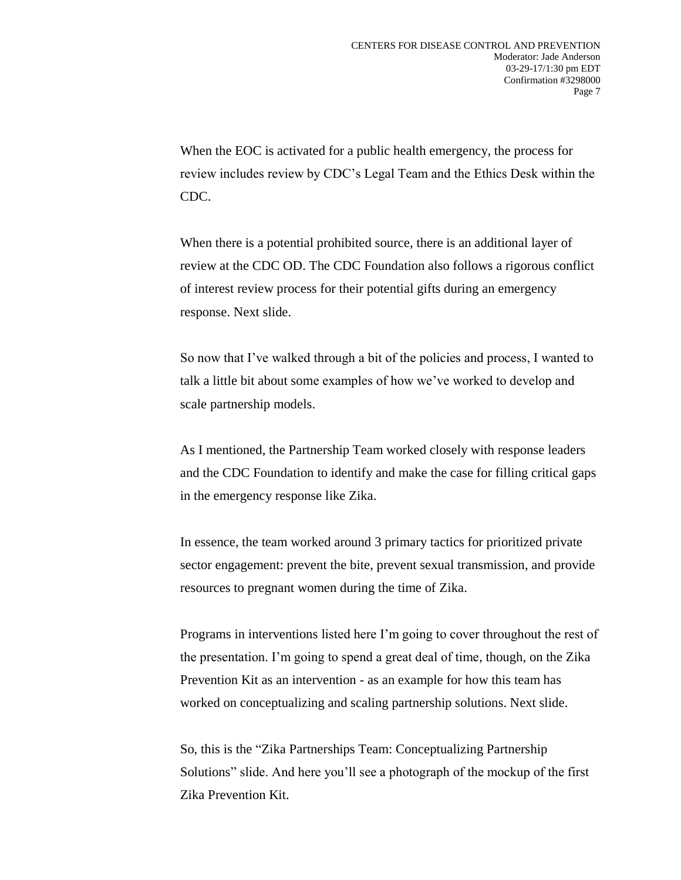When the EOC is activated for a public health emergency, the process for review includes review by CDC's Legal Team and the Ethics Desk within the CDC.

When there is a potential prohibited source, there is an additional layer of review at the CDC OD. The CDC Foundation also follows a rigorous conflict of interest review process for their potential gifts during an emergency response. Next slide.

So now that I've walked through a bit of the policies and process, I wanted to talk a little bit about some examples of how we've worked to develop and scale partnership models.

As I mentioned, the Partnership Team worked closely with response leaders and the CDC Foundation to identify and make the case for filling critical gaps in the emergency response like Zika.

In essence, the team worked around 3 primary tactics for prioritized private sector engagement: prevent the bite, prevent sexual transmission, and provide resources to pregnant women during the time of Zika.

Programs in interventions listed here I'm going to cover throughout the rest of the presentation. I'm going to spend a great deal of time, though, on the Zika Prevention Kit as an intervention - as an example for how this team has worked on conceptualizing and scaling partnership solutions. Next slide.

So, this is the "Zika Partnerships Team: Conceptualizing Partnership Solutions" slide. And here you'll see a photograph of the mockup of the first Zika Prevention Kit.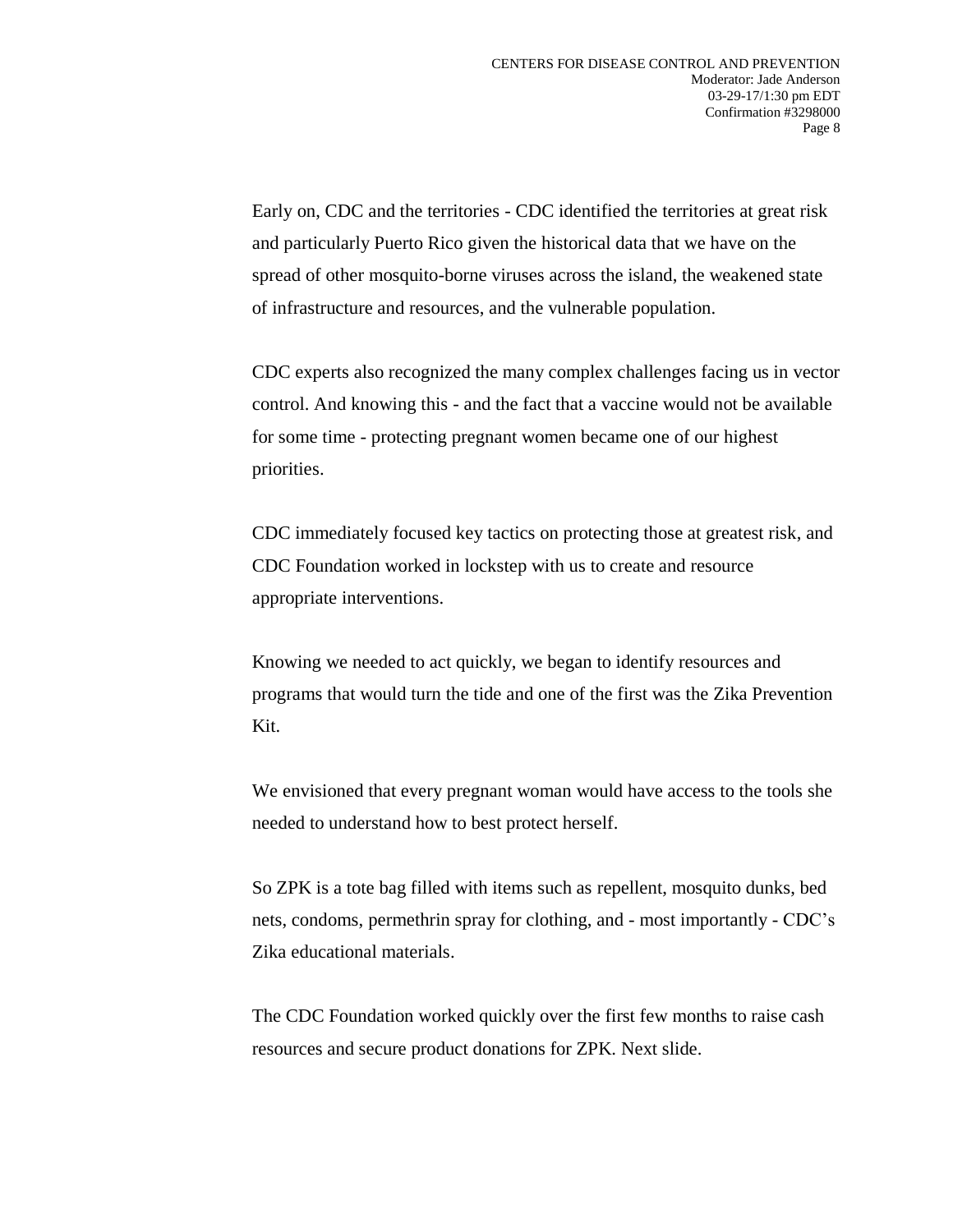Early on, CDC and the territories - CDC identified the territories at great risk and particularly Puerto Rico given the historical data that we have on the spread of other mosquito-borne viruses across the island, the weakened state of infrastructure and resources, and the vulnerable population.

CDC experts also recognized the many complex challenges facing us in vector control. And knowing this - and the fact that a vaccine would not be available for some time - protecting pregnant women became one of our highest priorities.

CDC immediately focused key tactics on protecting those at greatest risk, and CDC Foundation worked in lockstep with us to create and resource appropriate interventions.

Knowing we needed to act quickly, we began to identify resources and programs that would turn the tide and one of the first was the Zika Prevention Kit.

We envisioned that every pregnant woman would have access to the tools she needed to understand how to best protect herself.

So ZPK is a tote bag filled with items such as repellent, mosquito dunks, bed nets, condoms, permethrin spray for clothing, and - most importantly - CDC's Zika educational materials.

The CDC Foundation worked quickly over the first few months to raise cash resources and secure product donations for ZPK. Next slide.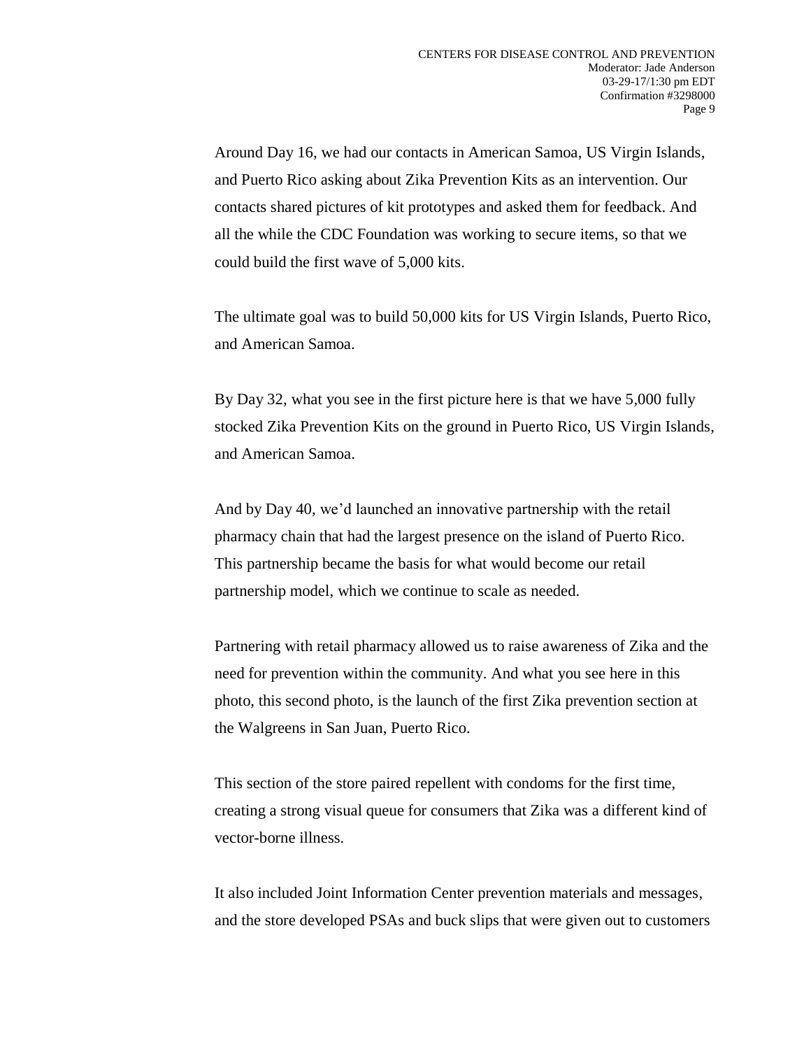Around Day 16, we had our contacts in American Samoa, US Virgin Islands, and Puerto Rico asking about Zika Prevention Kits as an intervention. Our contacts shared pictures of kit prototypes and asked them for feedback. And all the while the CDC Foundation was working to secure items, so that we could build the first wave of 5,000 kits.

The ultimate goal was to build 50,000 kits for US Virgin Islands, Puerto Rico, and American Samoa.

By Day 32, what you see in the first picture here is that we have 5,000 fully stocked Zika Prevention Kits on the ground in Puerto Rico, US Virgin Islands, and American Samoa.

And by Day 40, we'd launched an innovative partnership with the retail pharmacy chain that had the largest presence on the island of Puerto Rico. This partnership became the basis for what would become our retail partnership model, which we continue to scale as needed.

Partnering with retail pharmacy allowed us to raise awareness of Zika and the need for prevention within the community. And what you see here in this photo, this second photo, is the launch of the first Zika prevention section at the Walgreens in San Juan, Puerto Rico.

This section of the store paired repellent with condoms for the first time, creating a strong visual queue for consumers that Zika was a different kind of vector-borne illness.

It also included Joint Information Center prevention materials and messages, and the store developed PSAs and buck slips that were given out to customers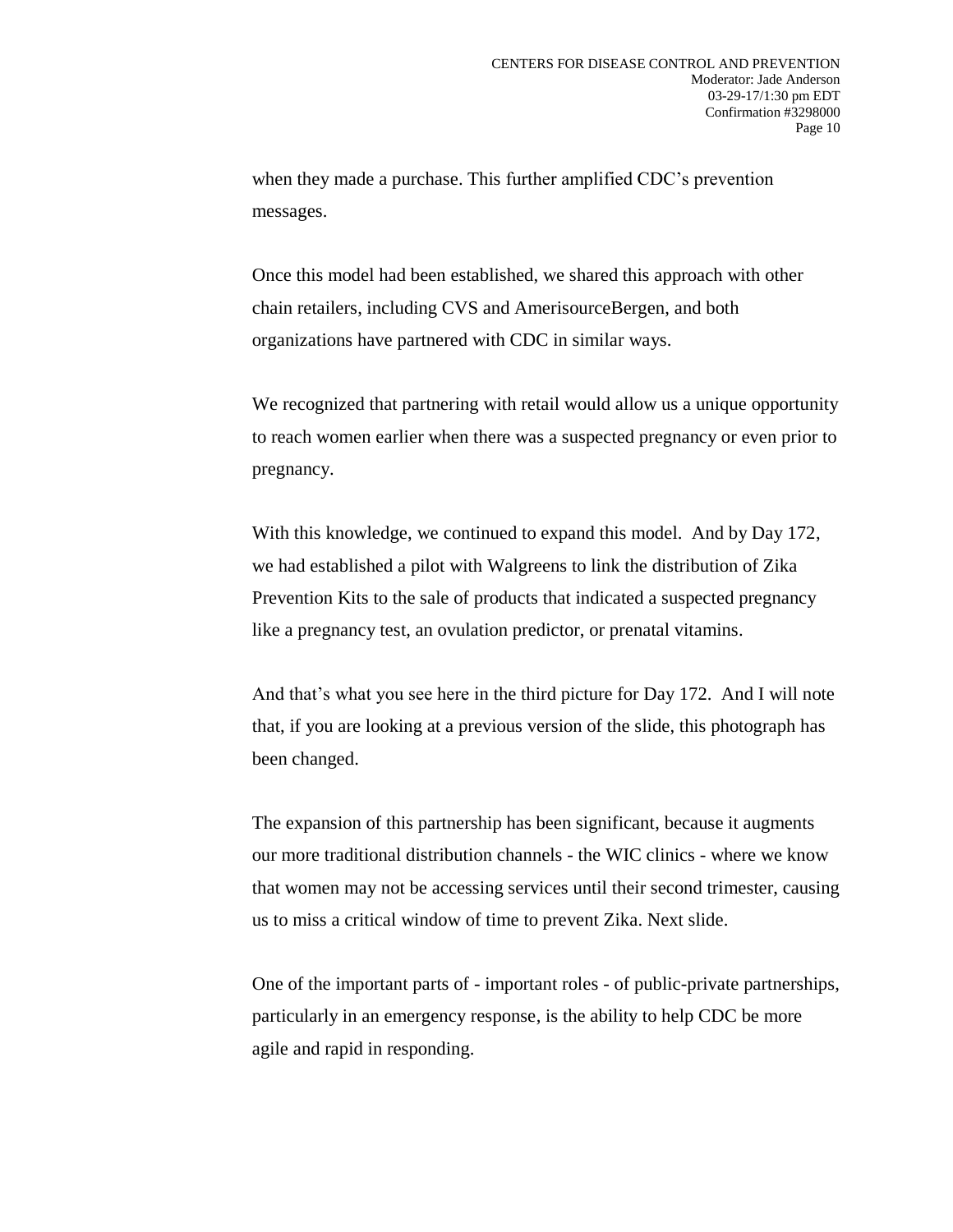when they made a purchase. This further amplified CDC's prevention messages.

Once this model had been established, we shared this approach with other chain retailers, including CVS and AmerisourceBergen, and both organizations have partnered with CDC in similar ways.

We recognized that partnering with retail would allow us a unique opportunity to reach women earlier when there was a suspected pregnancy or even prior to pregnancy.

With this knowledge, we continued to expand this model. And by Day 172, we had established a pilot with Walgreens to link the distribution of Zika Prevention Kits to the sale of products that indicated a suspected pregnancy like a pregnancy test, an ovulation predictor, or prenatal vitamins.

And that's what you see here in the third picture for Day 172. And I will note that, if you are looking at a previous version of the slide, this photograph has been changed.

The expansion of this partnership has been significant, because it augments our more traditional distribution channels - the WIC clinics - where we know that women may not be accessing services until their second trimester, causing us to miss a critical window of time to prevent Zika. Next slide.

One of the important parts of - important roles - of public-private partnerships, particularly in an emergency response, is the ability to help CDC be more agile and rapid in responding.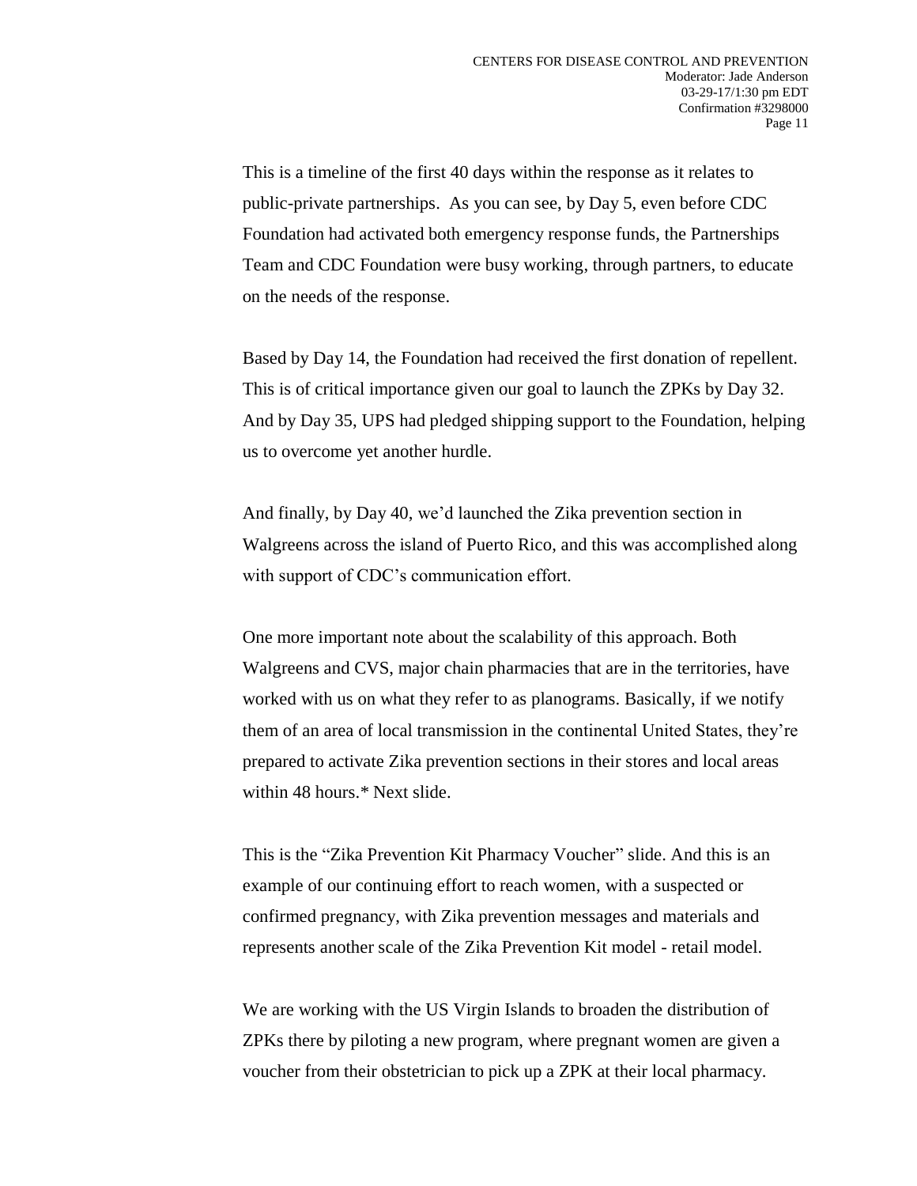This is a timeline of the first 40 days within the response as it relates to public-private partnerships. As you can see, by Day 5, even before CDC Foundation had activated both emergency response funds, the Partnerships Team and CDC Foundation were busy working, through partners, to educate on the needs of the response.

Based by Day 14, the Foundation had received the first donation of repellent. This is of critical importance given our goal to launch the ZPKs by Day 32. And by Day 35, UPS had pledged shipping support to the Foundation, helping us to overcome yet another hurdle.

And finally, by Day 40, we'd launched the Zika prevention section in Walgreens across the island of Puerto Rico, and this was accomplished along with support of CDC's communication effort.

One more important note about the scalability of this approach. Both Walgreens and CVS, major chain pharmacies that are in the territories, have worked with us on what they refer to as planograms. Basically, if we notify them of an area of local transmission in the continental United States, they're prepared to activate Zika prevention sections in their stores and local areas within 48 hours.* Next slide.

This is the "Zika Prevention Kit Pharmacy Voucher" slide. And this is an example of our continuing effort to reach women, with a suspected or confirmed pregnancy, with Zika prevention messages and materials and represents another scale of the Zika Prevention Kit model - retail model.

We are working with the US Virgin Islands to broaden the distribution of ZPKs there by piloting a new program, where pregnant women are given a voucher from their obstetrician to pick up a ZPK at their local pharmacy.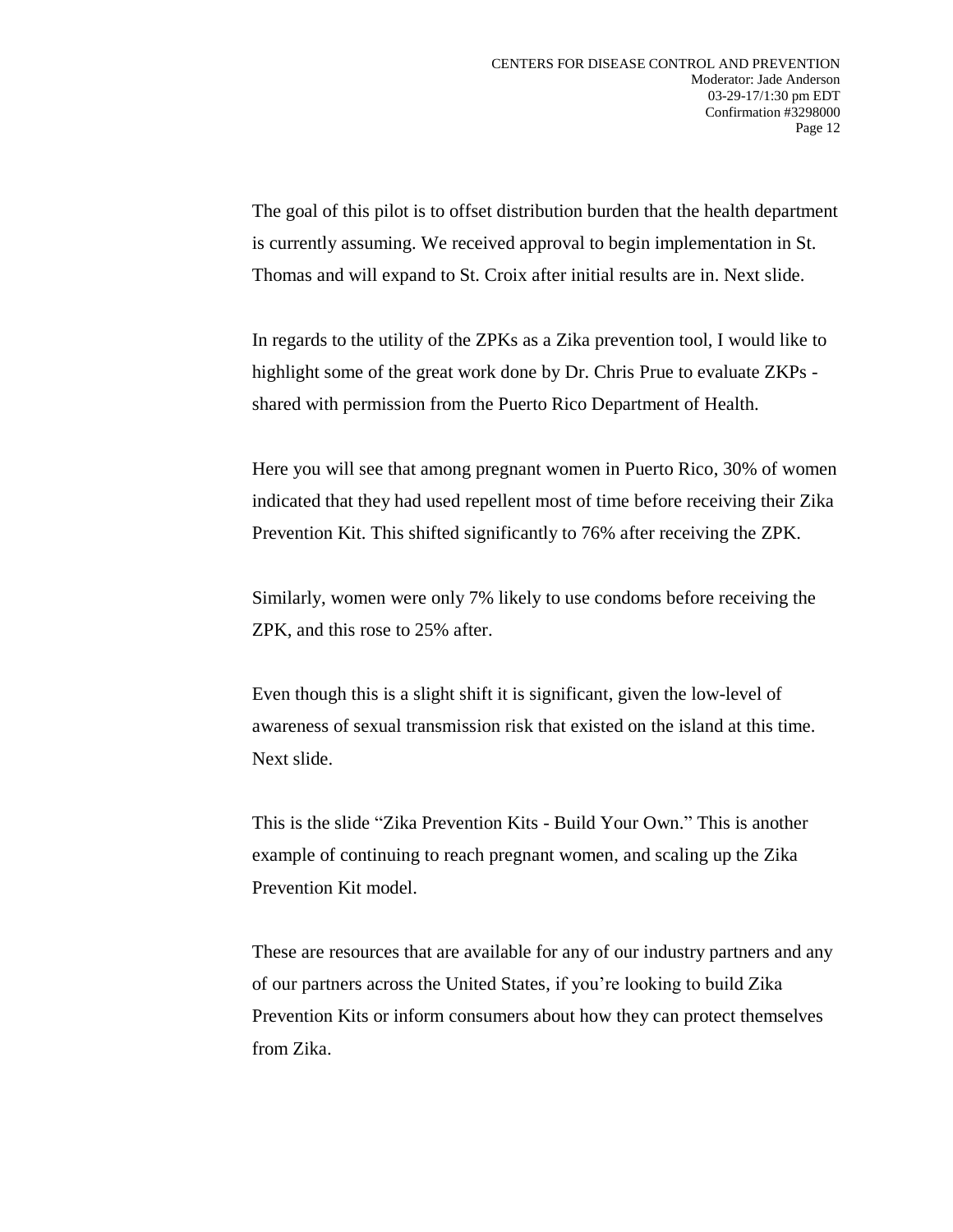The goal of this pilot is to offset distribution burden that the health department is currently assuming. We received approval to begin implementation in St. Thomas and will expand to St. Croix after initial results are in. Next slide.

In regards to the utility of the ZPKs as a Zika prevention tool, I would like to highlight some of the great work done by Dr. Chris Prue to evaluate ZKPs - shared with permission from the Puerto Rico Department of Health.

Here you will see that among pregnant women in Puerto Rico, 30% of women indicated that they had used repellent most of time before receiving their Zika Prevention Kit. This shifted significantly to 76% after receiving the ZPK.

Similarly, women were only 7% likely to use condoms before receiving the ZPK, and this rose to 25% after.

Even though this is a slight shift it is significant, given the low-level of awareness of sexual transmission risk that existed on the island at this time. Next slide.

This is the slide "Zika Prevention Kits - Build Your Own." This is another example of continuing to reach pregnant women, and scaling up the Zika Prevention Kit model.

These are resources that are available for any of our industry partners and any of our partners across the United States, if you're looking to build Zika Prevention Kits or inform consumers about how they can protect themselves from Zika.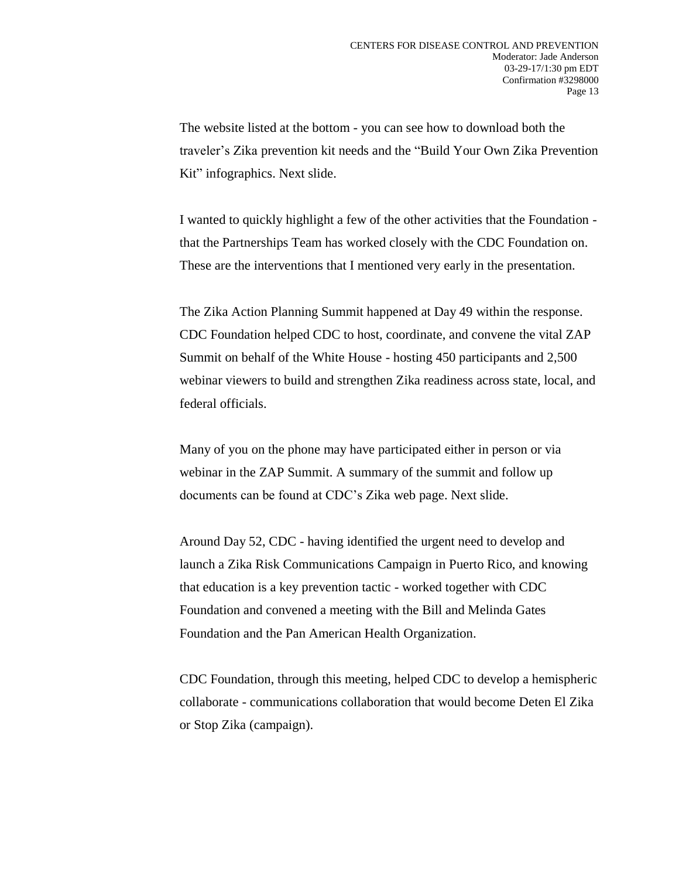The website listed at the bottom - you can see how to download both the traveler's Zika prevention kit needs and the "Build Your Own Zika Prevention Kit" infographics. Next slide.

I wanted to quickly highlight a few of the other activities that the Foundation - that the Partnerships Team has worked closely with the CDC Foundation on. These are the interventions that I mentioned very early in the presentation.

The Zika Action Planning Summit happened at Day 49 within the response. CDC Foundation helped CDC to host, coordinate, and convene the vital ZAP Summit on behalf of the White House - hosting 450 participants and 2,500 webinar viewers to build and strengthen Zika readiness across state, local, and federal officials.

Many of you on the phone may have participated either in person or via webinar in the ZAP Summit. A summary of the summit and follow up documents can be found at CDC's Zika web page. Next slide.

Around Day 52, CDC - having identified the urgent need to develop and launch a Zika Risk Communications Campaign in Puerto Rico, and knowing that education is a key prevention tactic - worked together with CDC Foundation and convened a meeting with the Bill and Melinda Gates Foundation and the Pan American Health Organization.

CDC Foundation, through this meeting, helped CDC to develop a hemispheric collaborate - communications collaboration that would become Deten El Zika or Stop Zika (campaign).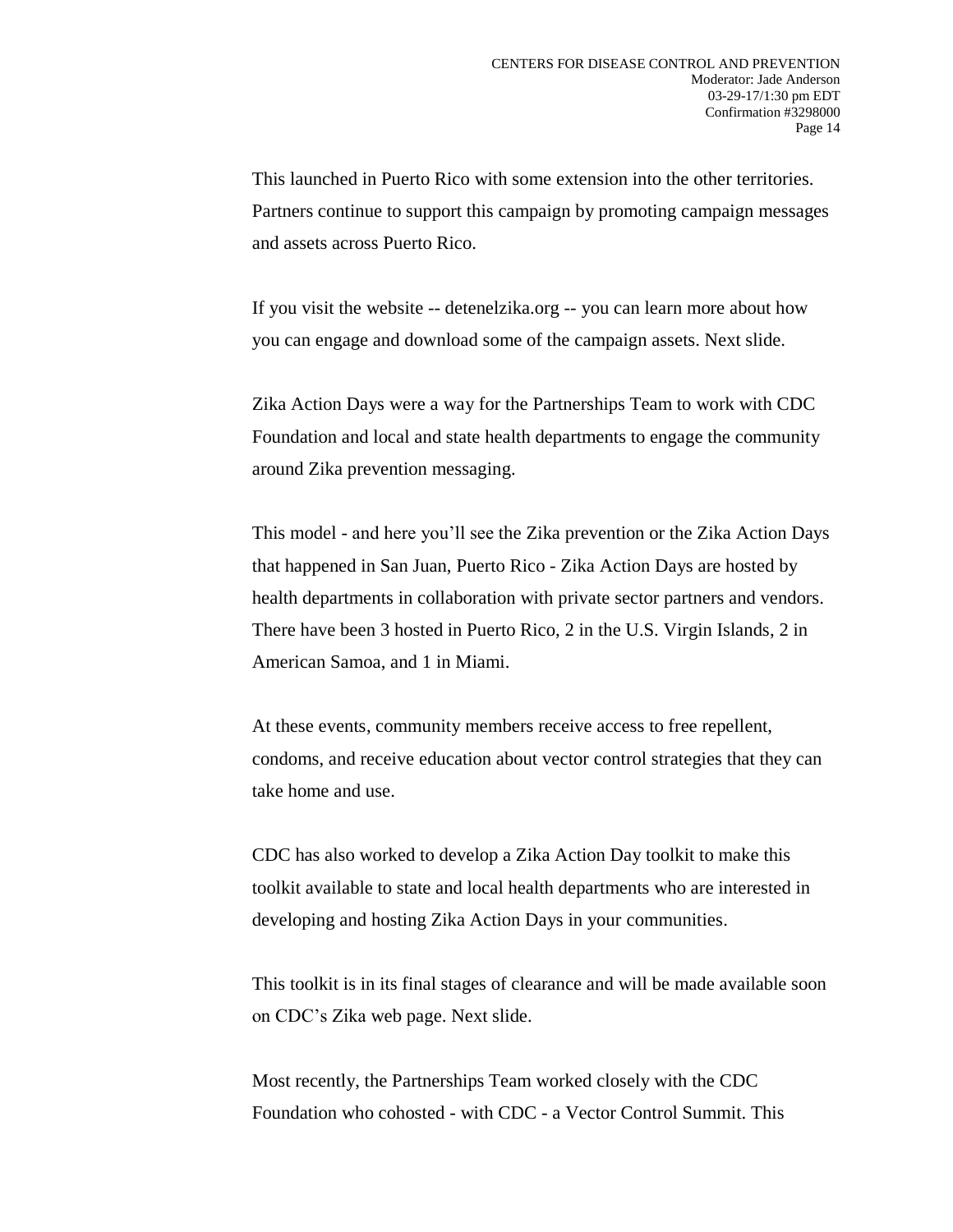This launched in Puerto Rico with some extension into the other territories. Partners continue to support this campaign by promoting campaign messages and assets across Puerto Rico.

If you visit the website -- detenelzika.org -- you can learn more about how you can engage and download some of the campaign assets. Next slide.

Zika Action Days were a way for the Partnerships Team to work with CDC Foundation and local and state health departments to engage the community around Zika prevention messaging.

This model - and here you'll see the Zika prevention or the Zika Action Days that happened in San Juan, Puerto Rico - Zika Action Days are hosted by health departments in collaboration with private sector partners and vendors. There have been 3 hosted in Puerto Rico, 2 in the U.S. Virgin Islands, 2 in American Samoa, and 1 in Miami.

At these events, community members receive access to free repellent, condoms, and receive education about vector control strategies that they can take home and use.

CDC has also worked to develop a Zika Action Day toolkit to make this toolkit available to state and local health departments who are interested in developing and hosting Zika Action Days in your communities.

This toolkit is in its final stages of clearance and will be made available soon on CDC's Zika web page. Next slide.

Most recently, the Partnerships Team worked closely with the CDC Foundation who cohosted - with CDC - a Vector Control Summit. This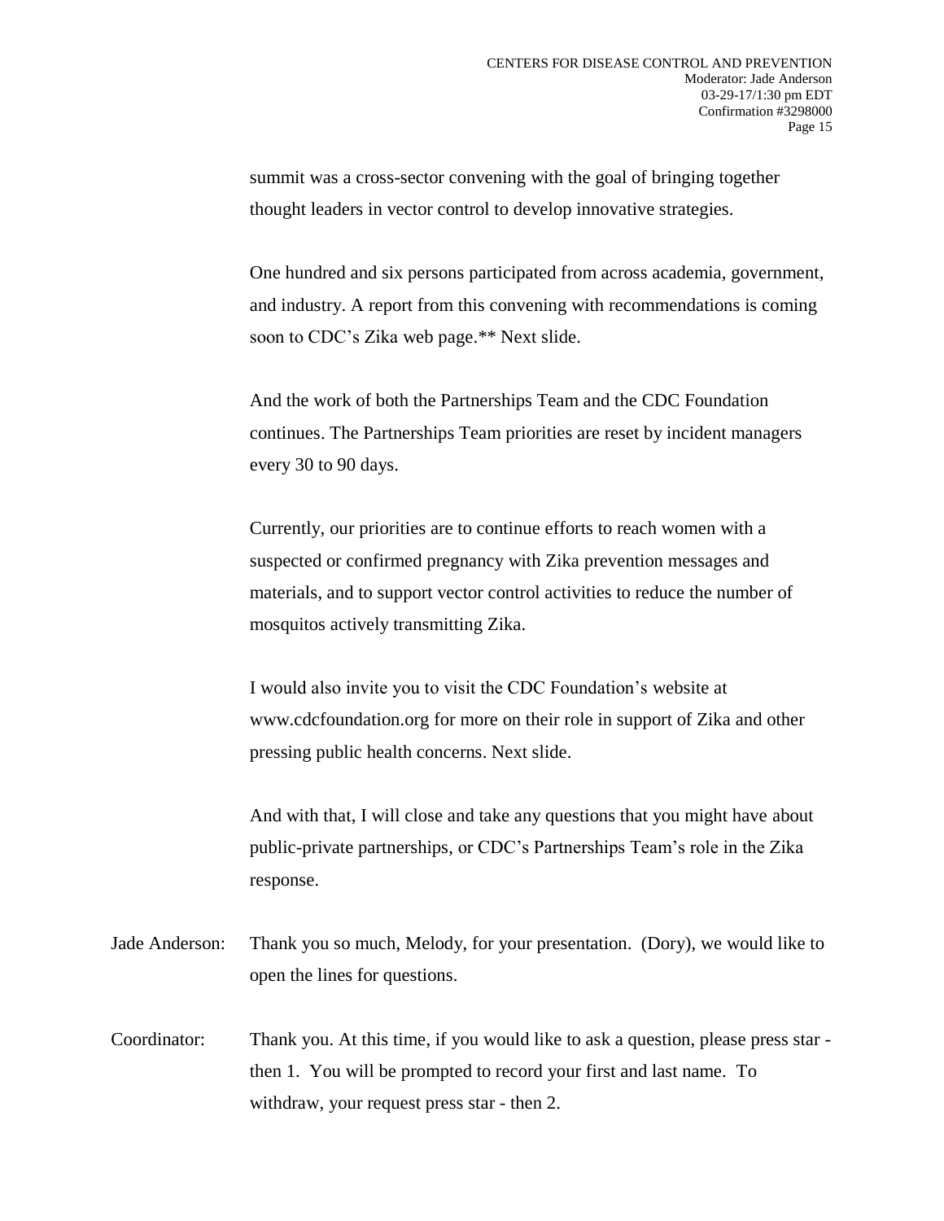summit was a cross-sector convening with the goal of bringing together thought leaders in vector control to develop innovative strategies.

One hundred and six persons participated from across academia, government, and industry. A report from this convening with recommendations is coming soon to CDC's Zika web page.** Next slide.

And the work of both the Partnerships Team and the CDC Foundation continues. The Partnerships Team priorities are reset by incident managers every 30 to 90 days.

Currently, our priorities are to continue efforts to reach women with a suspected or confirmed pregnancy with Zika prevention messages and materials, and to support vector control activities to reduce the number of mosquitos actively transmitting Zika.

I would also invite you to visit the CDC Foundation's website at www.cdcfoundation.org for more on their role in support of Zika and other pressing public health concerns. Next slide.

And with that, I will close and take any questions that you might have about public-private partnerships, or CDC's Partnerships Team's role in the Zika response.

Jade Anderson: Thank you so much, Melody, for your presentation. (Dory), we would like to open the lines for questions.

Coordinator: Thank you. At this time, if you would like to ask a question, please press star - then 1. You will be prompted to record your first and last name. To withdraw, your request press star - then 2.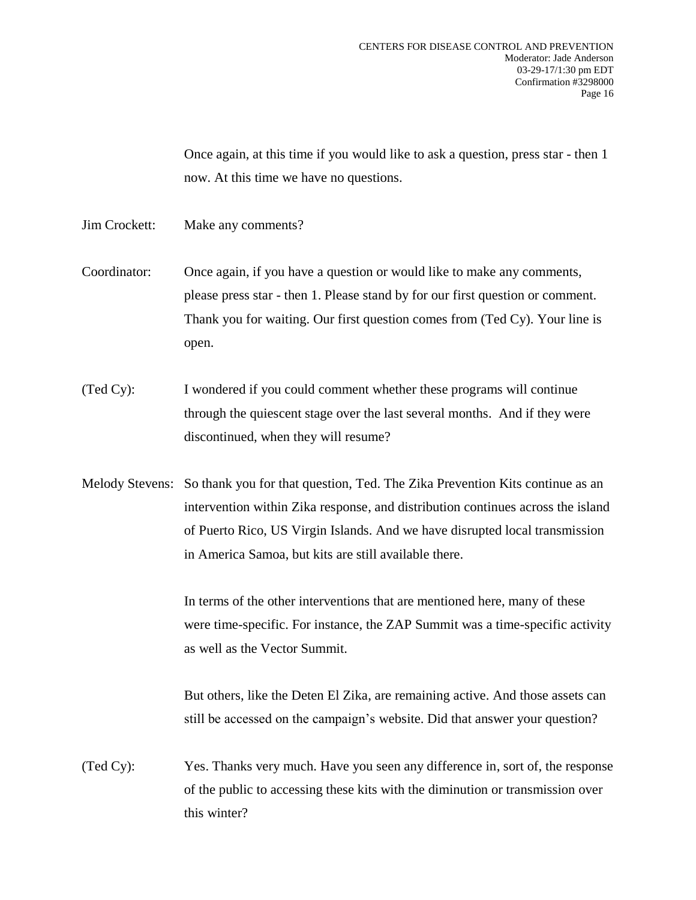Once again, at this time if you would like to ask a question, press star - then 1 now. At this time we have no questions.

Jim Crockett: Make any comments?

Coordinator: Once again, if you have a question or would like to make any comments, please press star - then 1. Please stand by for our first question or comment. Thank you for waiting. Our first question comes from (Ted Cy). Your line is open.

(Ted Cy): I wondered if you could comment whether these programs will continue through the quiescent stage over the last several months. And if they were discontinued, when they will resume?

Melody Stevens: So thank you for that question, Ted. The Zika Prevention Kits continue as an intervention within Zika response, and distribution continues across the island of Puerto Rico, US Virgin Islands. And we have disrupted local transmission in America Samoa, but kits are still available there.

In terms of the other interventions that are mentioned here, many of these were time-specific. For instance, the ZAP Summit was a time-specific activity as well as the Vector Summit.

But others, like the Deten El Zika, are remaining active. And those assets can still be accessed on the campaign's website. Did that answer your question?

(Ted Cy): Yes. Thanks very much. Have you seen any difference in, sort of, the response of the public to accessing these kits with the diminution or transmission over this winter?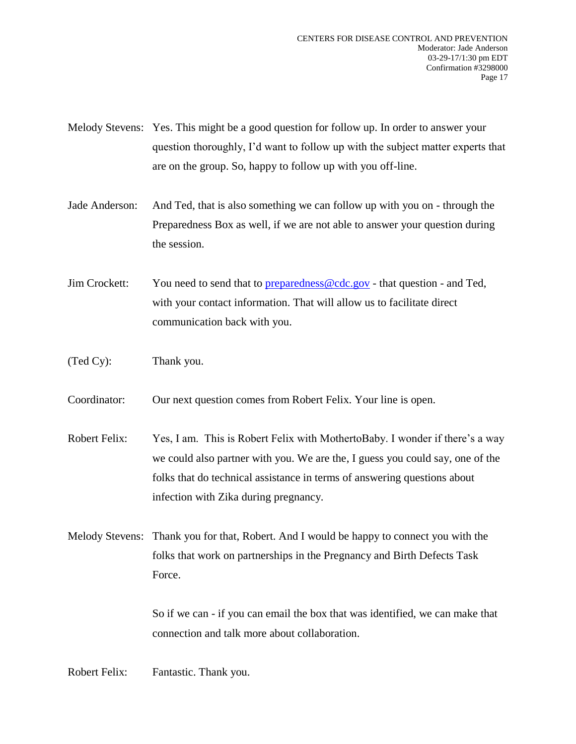Melody Stevens: Yes. This might be a good question for follow up. In order to answer your question thoroughly, I'd want to follow up with the subject matter experts that are on the group. So, happy to follow up with you off-line.

Jade Anderson: And Ted, that is also something we can follow up with you on - through the Preparedness Box as well, if we are not able to answer your question during the session.

Jim Crockett: You need to send that to preparedness@cdc.gov - that question - and Ted, with your contact information. That will allow us to facilitate direct communication back with you.

(Ted Cy): Thank you.

Coordinator: Our next question comes from Robert Felix. Your line is open.

Robert Felix: Yes, I am. This is Robert Felix with MothertoBaby. I wonder if there's a way we could also partner with you. We are the, I guess you could say, one of the folks that do technical assistance in terms of answering questions about infection with Zika during pregnancy.

Melody Stevens: Thank you for that, Robert. And I would be happy to connect you with the folks that work on partnerships in the Pregnancy and Birth Defects Task Force.

So if we can - if you can email the box that was identified, we can make that connection and talk more about collaboration.

Robert Felix: Fantastic. Thank you.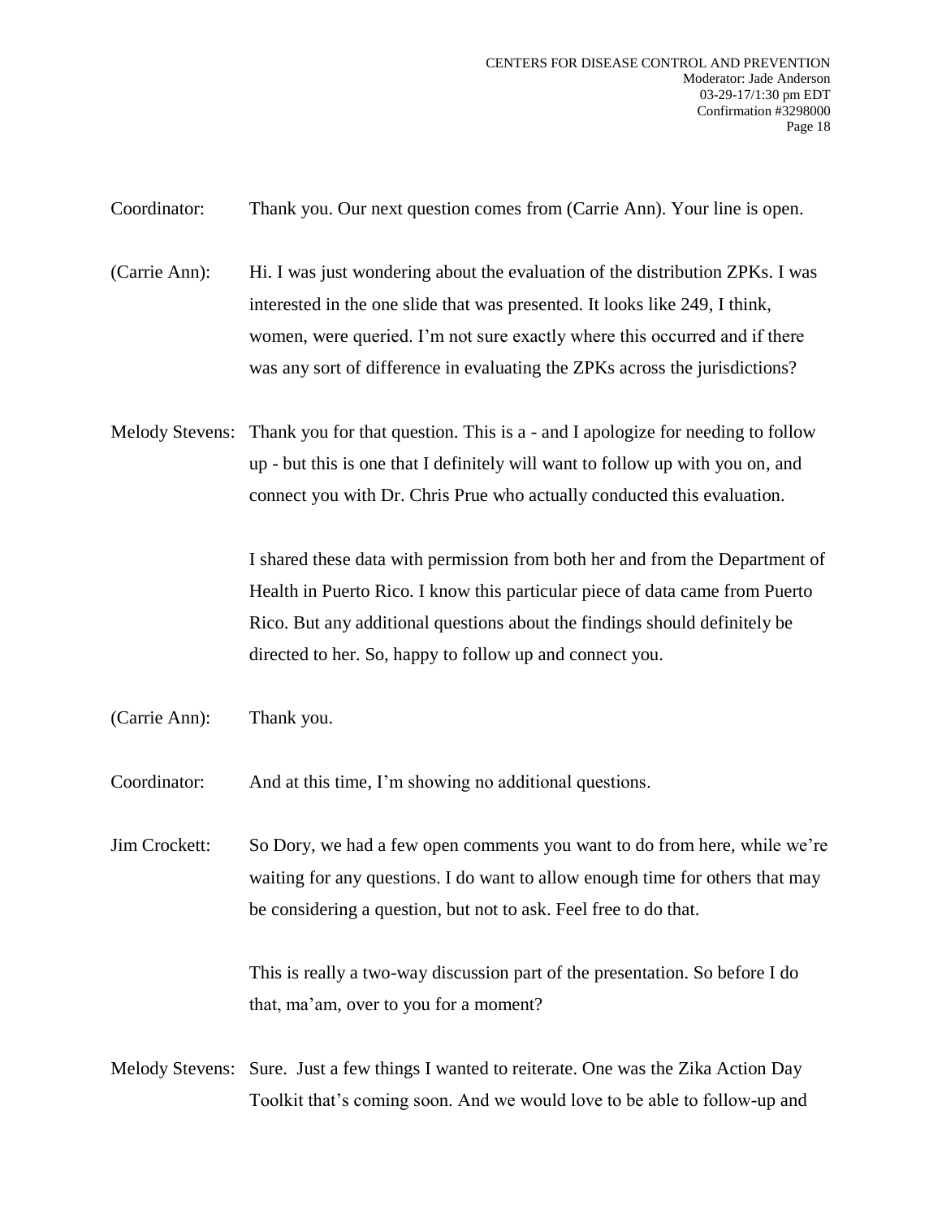Coordinator: Thank you. Our next question comes from (Carrie Ann). Your line is open.

(Carrie Ann): Hi. I was just wondering about the evaluation of the distribution ZPKs. I was interested in the one slide that was presented. It looks like 249, I think, women, were queried. I'm not sure exactly where this occurred and if there was any sort of difference in evaluating the ZPKs across the jurisdictions?

Melody Stevens: Thank you for that question. This is a - and I apologize for needing to follow up - but this is one that I definitely will want to follow up with you on, and connect you with Dr. Chris Prue who actually conducted this evaluation.

I shared these data with permission from both her and from the Department of Health in Puerto Rico. I know this particular piece of data came from Puerto Rico. But any additional questions about the findings should definitely be directed to her. So, happy to follow up and connect you.

(Carrie Ann): Thank you.

Coordinator: And at this time, I'm showing no additional questions.

Jim Crockett: So Dory, we had a few open comments you want to do from here, while we're waiting for any questions. I do want to allow enough time for others that may be considering a question, but not to ask. Feel free to do that.

This is really a two-way discussion part of the presentation. So before I do that, ma'am, over to you for a moment?

Melody Stevens: Sure. Just a few things I wanted to reiterate. One was the Zika Action Day Toolkit that's coming soon. And we would love to be able to follow-up and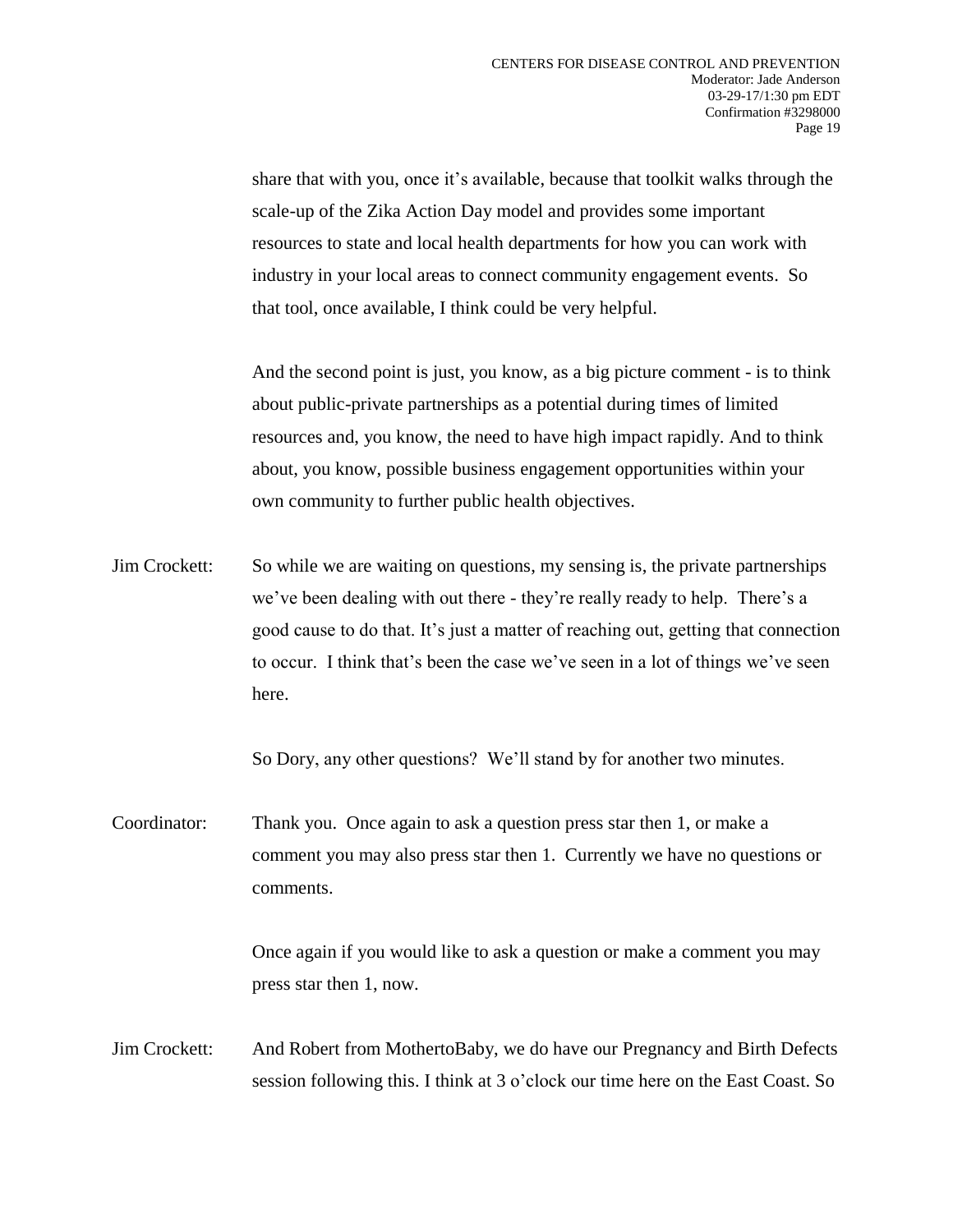share that with you, once it's available, because that toolkit walks through the scale-up of the Zika Action Day model and provides some important resources to state and local health departments for how you can work with industry in your local areas to connect community engagement events. So that tool, once available, I think could be very helpful.

And the second point is just, you know, as a big picture comment - is to think about public-private partnerships as a potential during times of limited resources and, you know, the need to have high impact rapidly. And to think about, you know, possible business engagement opportunities within your own community to further public health objectives.

Jim Crockett: So while we are waiting on questions, my sensing is, the private partnerships we've been dealing with out there - they're really ready to help. There's a good cause to do that. It's just a matter of reaching out, getting that connection to occur. I think that's been the case we've seen in a lot of things we've seen here.

So Dory, any other questions? We'll stand by for another two minutes.

Coordinator: Thank you. Once again to ask a question press star then 1, or make a comment you may also press star then 1. Currently we have no questions or comments.

Once again if you would like to ask a question or make a comment you may press star then 1, now.

Jim Crockett: And Robert from MothertoBaby, we do have our Pregnancy and Birth Defects session following this. I think at 3 o'clock our time here on the East Coast. So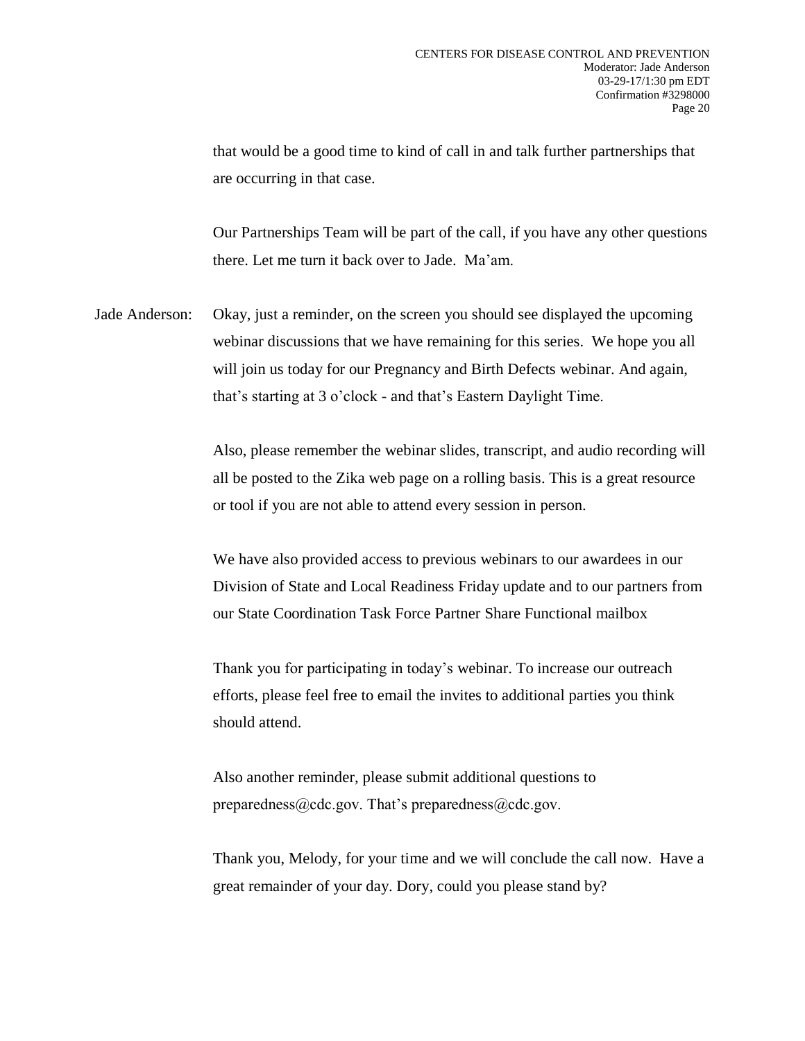that would be a good time to kind of call in and talk further partnerships that are occurring in that case.

Our Partnerships Team will be part of the call, if you have any other questions there. Let me turn it back over to Jade. Ma'am.

Jade Anderson: Okay, just a reminder, on the screen you should see displayed the upcoming webinar discussions that we have remaining for this series. We hope you all will join us today for our Pregnancy and Birth Defects webinar. And again, that's starting at 3 o'clock - and that's Eastern Daylight Time.

Also, please remember the webinar slides, transcript, and audio recording will all be posted to the Zika web page on a rolling basis. This is a great resource or tool if you are not able to attend every session in person.

We have also provided access to previous webinars to our awardees in our Division of State and Local Readiness Friday update and to our partners from our State Coordination Task Force Partner Share Functional mailbox

Thank you for participating in today's webinar. To increase our outreach efforts, please feel free to email the invites to additional parties you think should attend.

Also another reminder, please submit additional questions to preparedness@cdc.gov. That's preparedness@cdc.gov.

Thank you, Melody, for your time and we will conclude the call now. Have a great remainder of your day. Dory, could you please stand by?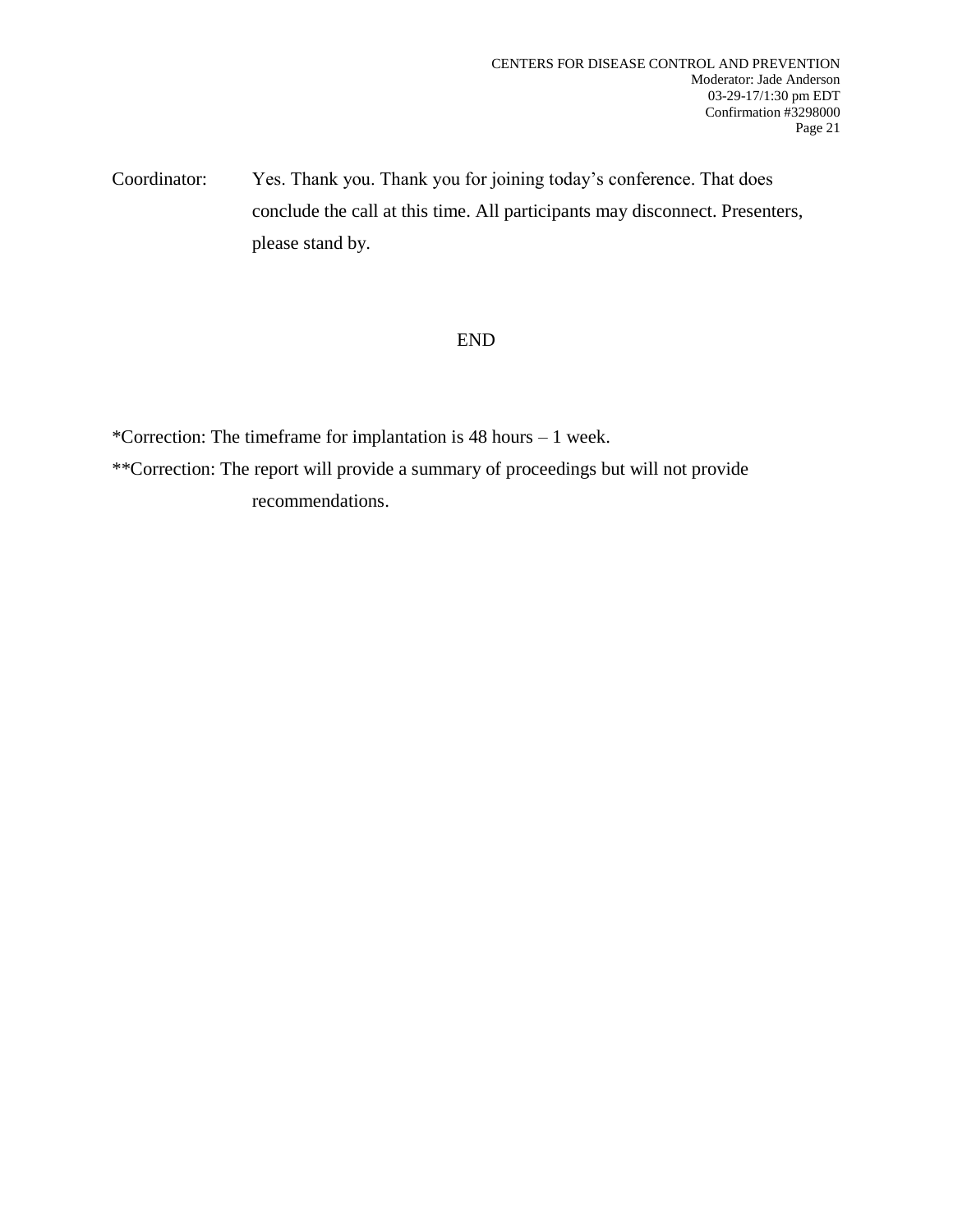Coordinator: Yes. Thank you. Thank you for joining today's conference. That does conclude the call at this time. All participants may disconnect. Presenters, please stand by.

END

*Correction: The timeframe for implantation is 48 hours – 1 week.

**Correction: The report will provide a summary of proceedings but will not provide recommendations.